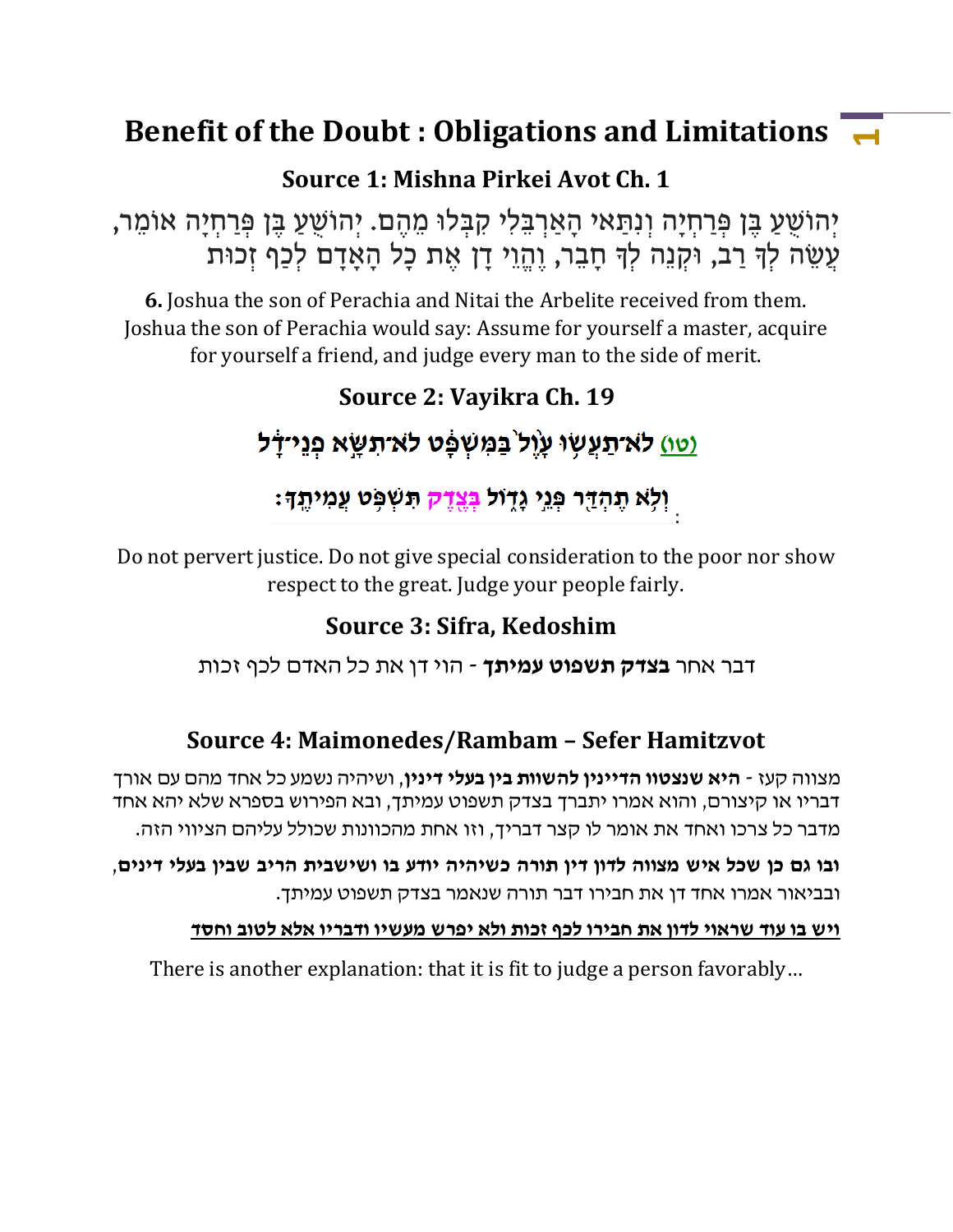# Benefit of the Doubt : Obligations and Limitations

## Source 1: Mishna Pirkei Avot Ch. 1

יְהוֹשֻׁעַ בֶּן פְּרַחְיָה וְנִתַּאי הָאַרְבֵּלִי קִבְּלוּ מֵהֶם. יְהוֹשֻׁעַ בֶּן פְּרַחְיָה אוֹמֵר, עֲשֵׂה לְךָ רַב, וּקְנֵה לְךָ חָבֵר, וֶהֱוֵי דָן אֶת כָּל הָאָדָם לְכַף זְכוּת

**6.** Joshua the son of Perachia and Nitai the Arbelite received from them. Joshua the son of Perachia would say: Assume for yourself a master, acquire for yourself a friend, and judge every man to the side of merit.

## Source 2: Vayikra Ch. 19

**(טו) לֹא־תַעֲשׂוּ עָוֶל בַּמִּשְׁפָּט לֹא־תִשָּׂא פְנֵי־דָל וְלֹא תֶהְדַּר פְּנֵי גָדוֹל בְּצֶדֶק תִּשְׁפֹּט עֲמִיתֶךָ:**

Do not pervert justice. Do not give special consideration to the poor nor show respect to the great. Judge your people fairly.

## Source 3: Sifra, Kedoshim

דבר אחר **בצדק תשפוט עמיתך** - הוי דן את כל האדם לכף זכות

## Source 4: Maimonedes/Rambam – Sefer Hamitzvot

מצווה קעז - **היא שנצטוו הדיינין להשוות בין בעלי דינין**, ושיהיה נשמע כל אחד מהם עם אורך דבריו או קיצורם, והוא אמרו יתברך בצדק תשפוט עמיתך, ובא הפירוש בספרא שלא יהא אחד מדבר כל צרכו ואחד את אומר לו קצר דבריך, וזו אחת מהכוונות שכולל עליהם הציווי הזה.

**ובו גם כן שכל איש מצווה לדון דין תורה כשיהיה יודע בו ושישבית הריב שבין בעלי דינים**, ובביאור אמרו אחד דן את חבירו דבר תורה שנאמר בצדק תשפוט עמיתך.

**<u>ויש בו עוד שראוי לדון את חבירו לכף זכות ולא יפרש מעשיו ודבריו אלא לטוב וחסד</u>**

There is another explanation: that it is fit to judge a person favorably…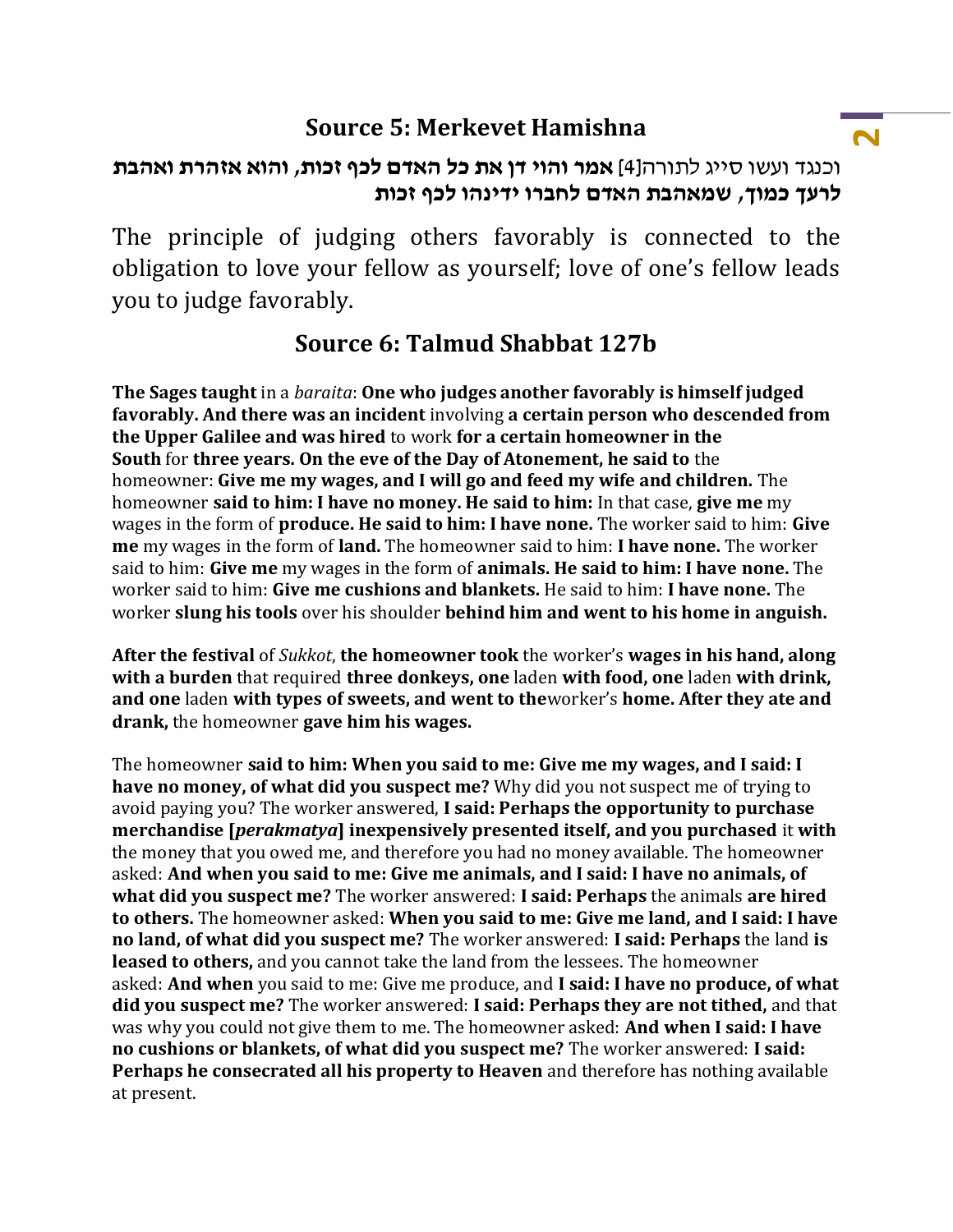## Source 5: Merkevet Hamishna

וכנגד ועשו סייג לתורה[4] **אמר והוי דן את כל האדם לכף זכות, והוא אזהרת ואהבת לרעך כמוך, שמאהבת האדם לחברו ידינהו לכף זכות**

The principle of judging others favorably is connected to the obligation to love your fellow as yourself; love of one's fellow leads you to judge favorably.

## Source 6: Talmud Shabbat 127b

**The Sages taught** in a *baraita*: **One who judges another favorably is himself judged favorably. And there was an incident** involving **a certain person who descended from the Upper Galilee and was hired** to work **for a certain homeowner in the South** for **three years. On the eve of the Day of Atonement, he said to** the homeowner: **Give me my wages, and I will go and feed my wife and children.** The homeowner **said to him: I have no money. He said to him:** In that case, **give me** my wages in the form of **produce. He said to him: I have none.** The worker said to him: **Give me** my wages in the form of **land.** The homeowner said to him: **I have none.** The worker said to him: **Give me** my wages in the form of **animals. He said to him: I have none.** The worker said to him: **Give me cushions and blankets.** He said to him: **I have none.** The worker **slung his tools** over his shoulder **behind him and went to his home in anguish.**

**After the festival** of *Sukkot*, **the homeowner took** the worker's **wages in his hand, along with a burden** that required **three donkeys, one** laden **with food, one** laden **with drink, and one** laden **with types of sweets, and went to the**worker's **home. After they ate and drank,** the homeowner **gave him his wages.**

The homeowner **said to him: When you said to me: Give me my wages, and I said: I have no money, of what did you suspect me?** Why did you not suspect me of trying to avoid paying you? The worker answered, **I said: Perhaps the opportunity to purchase merchandise [*perakmatya*] inexpensively presented itself, and you purchased** it **with** the money that you owed me, and therefore you had no money available. The homeowner asked: **And when you said to me: Give me animals, and I said: I have no animals, of what did you suspect me?** The worker answered: **I said: Perhaps** the animals **are hired to others.** The homeowner asked: **When you said to me: Give me land, and I said: I have no land, of what did you suspect me?** The worker answered: **I said: Perhaps** the land **is leased to others,** and you cannot take the land from the lessees. The homeowner asked: **And when** you said to me: Give me produce, and **I said: I have no produce, of what did you suspect me?** The worker answered: **I said: Perhaps they are not tithed,** and that was why you could not give them to me. The homeowner asked: **And when I said: I have no cushions or blankets, of what did you suspect me?** The worker answered: **I said: Perhaps he consecrated all his property to Heaven** and therefore has nothing available at present.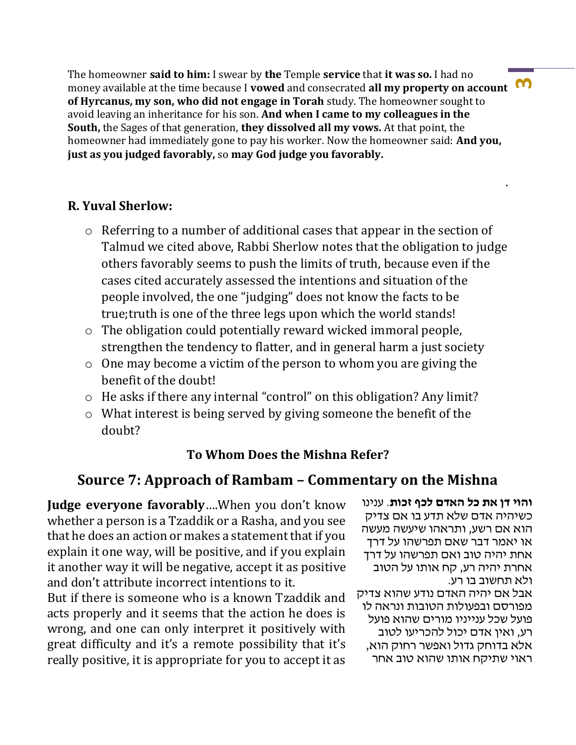The homeowner **said to him:** I swear by **the** Temple **service** that **it was so.** I had no money available at the time because I **vowed** and consecrated **all my property on account of Hyrcanus, my son, who did not engage in Torah** study. The homeowner sought to avoid leaving an inheritance for his son. **And when I came to my colleagues in the South,** the Sages of that generation, **they dissolved all my vows.** At that point, the homeowner had immediately gone to pay his worker. Now the homeowner said: **And you, just as you judged favorably,** so **may God judge you favorably.**

**R. Yuval Sherlow:**

- Referring to a number of additional cases that appear in the section of Talmud we cited above, Rabbi Sherlow notes that the obligation to judge others favorably seems to push the limits of truth, because even if the cases cited accurately assessed the intentions and situation of the people involved, the one "judging" does not know the facts to be true;truth is one of the three legs upon which the world stands!
- The obligation could potentially reward wicked immoral people, strengthen the tendency to flatter, and in general harm a just society
- One may become a victim of the person to whom you are giving the benefit of the doubt!
- He asks if there any internal "control" on this obligation? Any limit?
- What interest is being served by giving someone the benefit of the doubt?

**To Whom Does the Mishna Refer?**

## Source 7: Approach of Rambam – Commentary on the Mishna

**Judge everyone favorably**....When you don't know whether a person is a Tzaddik or a Rasha, and you see that he does an action or makes a statement that if you explain it one way, will be positive, and if you explain it another way it will be negative, accept it as positive and don't attribute incorrect intentions to it.

But if there is someone who is a known Tzaddik and acts properly and it seems that the action he does is wrong, and one can only interpret it positively with great difficulty and it's a remote possibility that it's really positive, it is appropriate for you to accept it as

**והוי דן את כל האדם לכף זכות**. ענינו כשיהיה אדם שלא תדע בו אם צדיק הוא אם רשע, ותראהו שיעשה מעשה או יאמר דבר שאם תפרשהו על דרך אחת יהיה טוב ואם תפרשהו על דרך אחרת יהיה רע, קח אותו על הטוב ולא תחשוב בו רע.

אבל אם יהיה האדם נודע שהוא צדיק מפורסם ובפעולות הטובות ונראה לו פועל שכל ענייניו מורים שהוא פועל רע, ואין אדם יכול להכריעו לטוב אלא בדוחק גדול ואפשר רחוק הוא, ראוי שתיקח אותו שהוא טוב אחר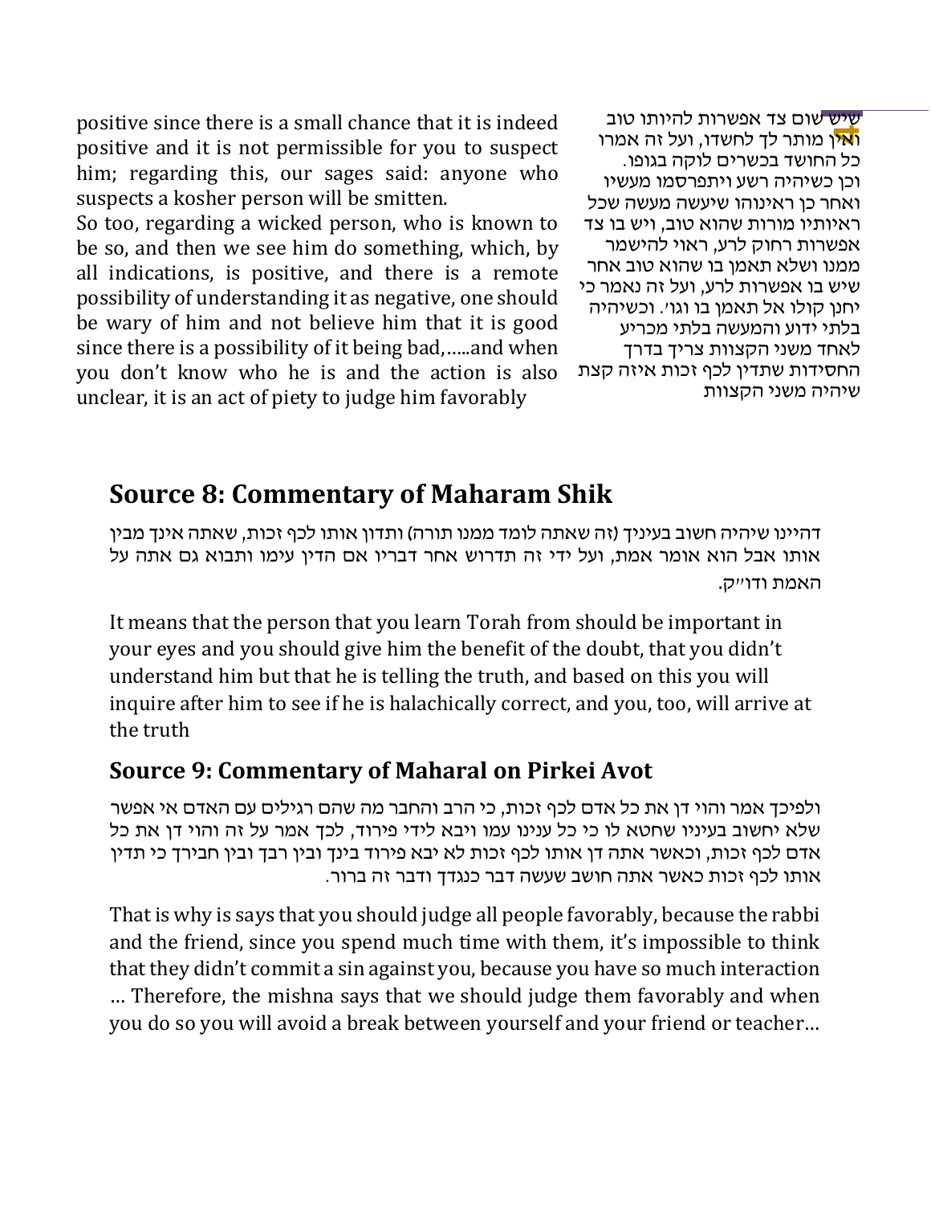שיש שום צד אפשרות להיותו טוב ואין מותר לך לחשדו, ועל זה אמרו כל החושד בכשרים לוקה בגופו. וכן כשיהיה רשע ויתפרסמו מעשיו ואחר כן ראינוהו שיעשה מעשה שכל ראיותיו מורות שהוא טוב, ויש בו צד אפשרות רחוק לרע, ראוי להישמר ממנו ושלא תאמן בו שהוא טוב אחר שיש בו אפשרות לרע, ועל זה נאמר כי יחנן קולו אל תאמן בו וגו׳. וכשיהיה בלתי ידוע והמעשה בלתי מכריע לאחד משני הקצוות צריך בדרך החסידות שתדין לכף זכות איזה קצת שיהיה משני הקצוות

positive since there is a small chance that it is indeed positive and it is not permissible for you to suspect him; regarding this, our sages said: anyone who suspects a kosher person will be smitten.

So too, regarding a wicked person, who is known to be so, and then we see him do something, which, by all indications, is positive, and there is a remote possibility of understanding it as negative, one should be wary of him and not believe him that it is good since there is a possibility of it being bad,…..and when you don't know who he is and the action is also unclear, it is an act of piety to judge him favorably

## Source 8: Commentary of Maharam Shik

דהיינו שיהיה חשוב בעיניך (זה שאתה לומד ממנו תורה) ותדון אותו לכף זכות, שאתה אינך מבין אותו אבל הוא אומר אמת, ועל ידי זה תדרוש אחר דבריו אם הדין עימו ותבוא גם אתה על האמת ודו״ק.

It means that the person that you learn Torah from should be important in your eyes and you should give him the benefit of the doubt, that you didn't understand him but that he is telling the truth, and based on this you will inquire after him to see if he is halachically correct, and you, too, will arrive at the truth

## Source 9: Commentary of Maharal on Pirkei Avot

ולפיכך אמר והוי דן את כל אדם לכף זכות, כי הרב והחבר מה שהם רגילים עם האדם אי אפשר שלא יחשוב בעיניו שחטא לו כי כל ענינו עמו ויבא לידי פירוד, לכך אמר על זה והוי דן את כל אדם לכף זכות, וכאשר אתה דן אותו לכף זכות לא יבא פירוד בינך ובין רבך ובין חבירך כי תדין אותו לכף זכות כאשר אתה חושב שעשה דבר כנגדך ודבר זה ברור.

That is why is says that you should judge all people favorably, because the rabbi and the friend, since you spend much time with them, it's impossible to think that they didn't commit a sin against you, because you have so much interaction … Therefore, the mishna says that we should judge them favorably and when you do so you will avoid a break between yourself and your friend or teacher…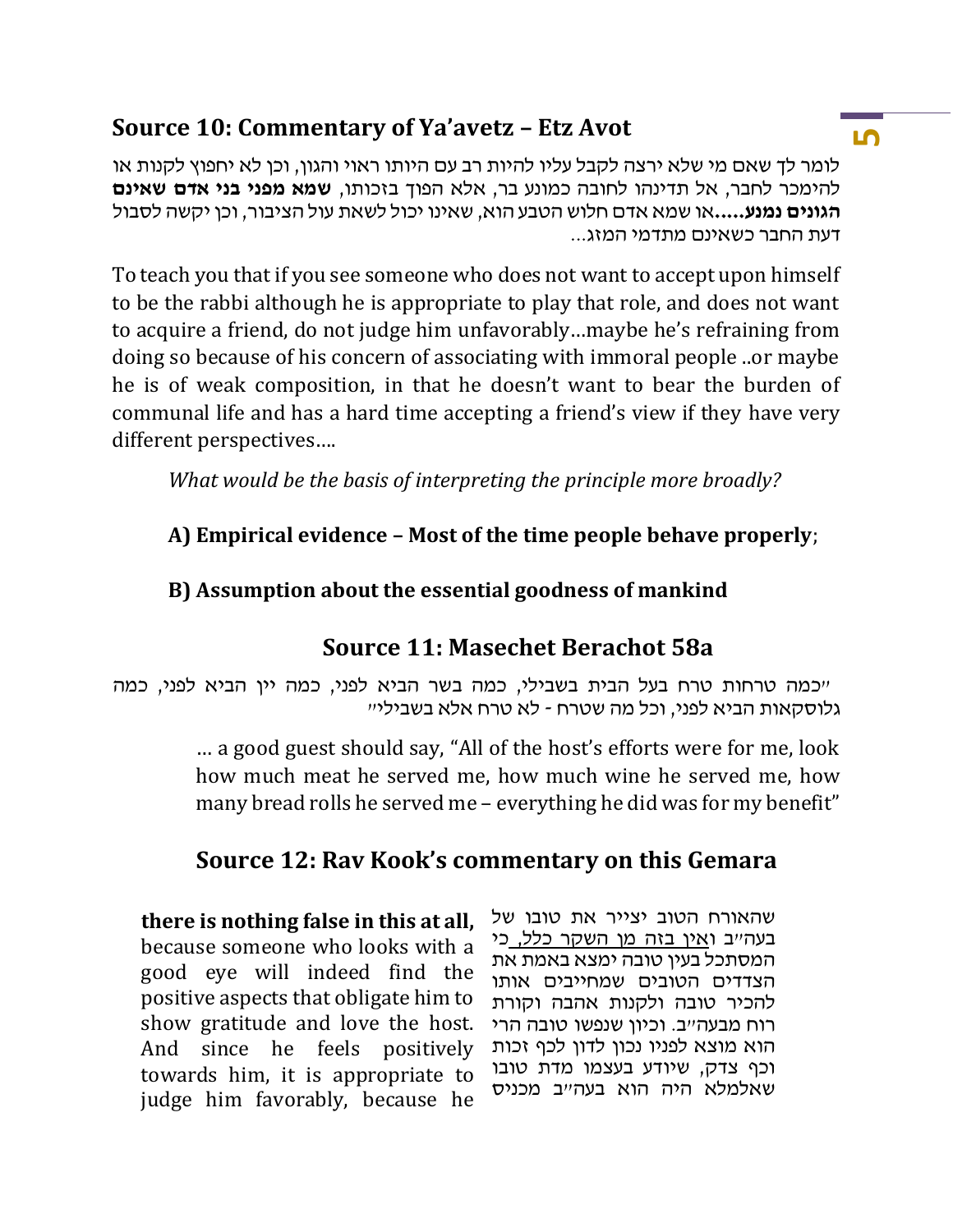## Source 10: Commentary of Ya'avetz – Etz Avot

לומר לך שאם מי שלא ירצה לקבל עליו להיות רב עם היותו ראוי והגון, וכן לא יחפוץ לקנות או להימכר לחבר, אל תדינהו לחובה כמונע בר, אלא הפוך בזכותו, **שמא מפני בני אדם שאינם הגונים נמנע.....**או שמא אדם חלוש הטבע הוא, שאינו יכול לשאת עול הציבור, וכן יקשה לסבול דעת החבר כשאינם מתדמי המזג...

To teach you that if you see someone who does not want to accept upon himself to be the rabbi although he is appropriate to play that role, and does not want to acquire a friend, do not judge him unfavorably…maybe he's refraining from doing so because of his concern of associating with immoral people ..or maybe he is of weak composition, in that he doesn't want to bear the burden of communal life and has a hard time accepting a friend's view if they have very different perspectives….

*What would be the basis of interpreting the principle more broadly?*

**A) Empirical evidence – Most of the time people behave properly**;

**B) Assumption about the essential goodness of mankind**

## Source 11: Masechet Berachot 58a

"כמה טרחות טרח בעל הבית בשבילי, כמה בשר הביא לפני, כמה יין הביא לפני, כמה גלוסקאות הביא לפני, וכל מה שטרח - לא טרח אלא בשבילי"

… a good guest should say, "All of the host's efforts were for me, look how much meat he served me, how much wine he served me, how many bread rolls he served me – everything he did was for my benefit"

## Source 12: Rav Kook's commentary on this Gemara

שהאורח הטוב יצייר את טובו של בעה"ב ואין בזה מן השקר כלל, כי המסתכל בעין טובה ימצא באמת את הצדדים הטובים שמחייבים אותו להכיר טובה ולקנות אהבה וקורת רוח מבעה"ב. וכיון שנפשו טובה הרי הוא מוצא לפניו נכון לדון לכף זכות וכף צדק, שיודע בעצמו מדת טובו שאלמלא היה הוא בעה"ב מכניס

**there is nothing false in this at all,** because someone who looks with a good eye will indeed find the positive aspects that obligate him to show gratitude and love the host. And since he feels positively towards him, it is appropriate to judge him favorably, because he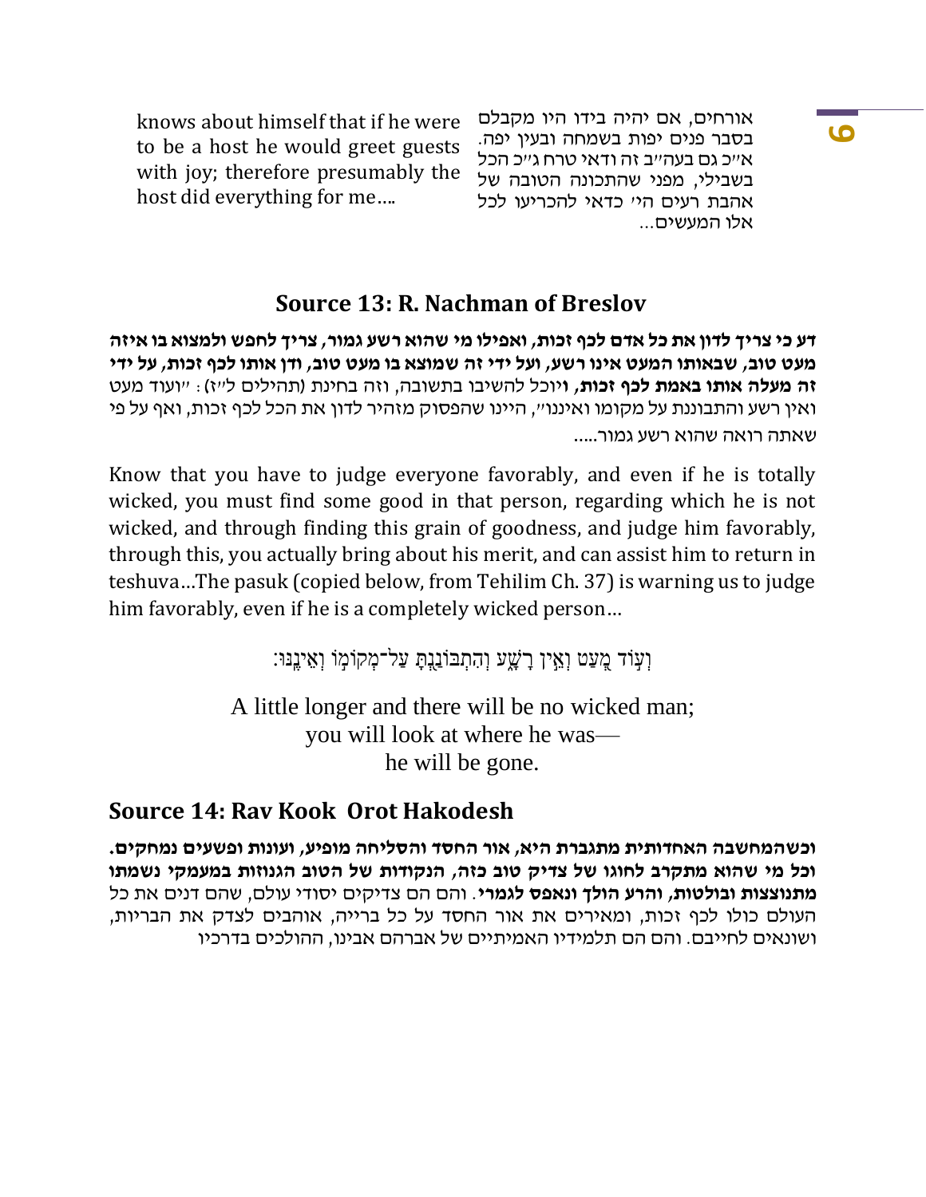אורחים, אם יהיה בידו היו מקבלם בסבר פנים יפות בשמחה ובעין יפה. א״כ גם בעה״ב זה ודאי טרח ג״כ הכל בשבילי, מפני שהתכונה הטובה של אהבת רעים הי׳ כדאי להכריעו לכל אלו המעשים...

knows about himself that if he were to be a host he would greet guests with joy; therefore presumably the host did everything for me….

## Source 13: R. Nachman of Breslov

**דע כי צריך לדון את כל אדם לכף זכות, ואפילו מי שהוא רשע גמור, צריך לחפש ולמצוא בו איזה מעט טוב, שבאותו המעט אינו רשע, ועל ידי זה שמוצא בו מעט טוב, ודן אותו לכף זכות, על ידי זה מעלה אותו באמת לכף זכות,** ויוכל להשיבו בתשובה, וזה בחינת (תהילים ל״ז): ״ועוד מעט ואין רשע והתבוננת על מקומו ואיננו״, היינו שהפסוק מזהיר לדון את הכל לכף זכות, ואף על פי שאתה רואה שהוא רשע גמור.....

Know that you have to judge everyone favorably, and even if he is totally wicked, you must find some good in that person, regarding which he is not wicked, and through finding this grain of goodness, and judge him favorably, through this, you actually bring about his merit, and can assist him to return in teshuva…The pasuk (copied below, from Tehilim Ch. 37) is warning us to judge him favorably, even if he is a completely wicked person…

וְעוֹד מְעַט וְאֵין רָשָׁע וְהִתְבּוֹנַנְתָּ עַל־מְקוֹמוֹ וְאֵינֶנּוּ׃

A little longer and there will be no wicked man;
you will look at where he was—
he will be gone.

## Source 14: Rav Kook Orot Hakodesh

**וכשהמחשבה האחדותית מתגברת היא, אור החסד והסליחה מופיע, ועונות ופשעים נמחקים. וכל מי שהוא מתקרב לחוגו של צדיק טוב כזה, הנקודות של הטוב הגנוזות במעמקי נשמתו מתנוצצות ובולטות, והרע הולך ונאפס לגמרי**. והם הם צדיקים יסודי עולם, שהם דנים את כל העולם כולו לכף זכות, ומאירים את אור החסד על כל ברייה, אוהבים לצדק את הבריות, ושונאים לחייבם. והם הם תלמידיו האמיתיים של אברהם אבינו, ההולכים בדרכיו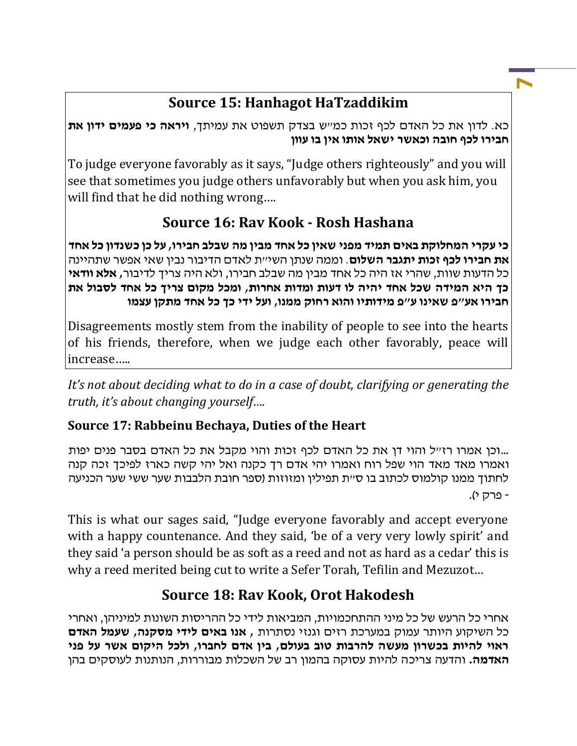## Source 15: Hanhagot HaTzaddikim

כא. לדון את כל האדם לכף זכות כמ"ש בצדק תשפוט את עמיתך, **ויראה כי פעמים ידון את חבירו לכף חובה וכאשר ישאל אותו אין בו עוון**

To judge everyone favorably as it says, "Judge others righteously" and you will see that sometimes you judge others unfavorably but when you ask him, you will find that he did nothing wrong….

## Source 16: Rav Kook - Rosh Hashana

**כי עקרי המחלוקת באים תמיד מפני שאין כל אחד מבין מה שבלב חבירו, על כן כשנדון כל אחד את חבירו לכף זכות יתגבר השלום**. וממה שנתן השי"ת לאדם הדיבור נבין שאי אפשר שתהיינה כל הדעות שוות, שהרי אז היה כל אחד מבין מה שבלב חבירו, ולא היה צריך לדיבור, **אלא וודאי כך היא המידה שכל אחד יהיה לו דעות ומדות אחרות, ומכל מקום צריך כל אחד לסבול את חבירו אע"פ שאינו ע"פ מידותיו והוא רחוק ממנו, ועל ידי כך כל אחד מתקן עצמו**

Disagreements mostly stem from the inability of people to see into the hearts of his friends, therefore, when we judge each other favorably, peace will increase…..

*It's not about deciding what to do in a case of doubt, clarifying or generating the truth, it's about changing yourself….*

### Source 17: Rabbeinu Bechaya, Duties of the Heart

...וכן אמרו רז"ל והוי דן את כל האדם לכף זכות והוי מקבל את כל האדם בסבר פנים יפות ואמרו מאד מאד הוי שפל רוח ואמרו יהי אדם רך כקנה ואל יהי קשה כארז לפיכך זכה קנה לחתוך ממנו קולמוס לכתוב בו ס"ת תפילין ומזוזות (ספר חובת הלבבות שער ששי שער הכניעה - פרק י).

This is what our sages said, "Judge everyone favorably and accept everyone with a happy countenance. And they said, 'be of a very very lowly spirit' and they said 'a person should be as soft as a reed and not as hard as a cedar' this is why a reed merited being cut to write a Sefer Torah, Tefilin and Mezuzot…

## Source 18: Rav Kook, Orot Hakodesh

אחרי כל הרעש של כל מיני ההתחכמויות, המביאות לידי כל ההריסות השונות למיניהן, ואחרי כל השיקוע היותר עמוק במערכת רזים וגנזי נסתרות , **אנו באים לידי מסקנה, שעמל האדם ראוי להיות בכשרון מעשה להרבות טוב בעולם, בין אדם לחברו, ולכל היקום אשר על פני האדמה.** והדעה צריכה להיות עסוקה בהמון רב של השכלות מבוררות, הנותנות לעוסקים בהן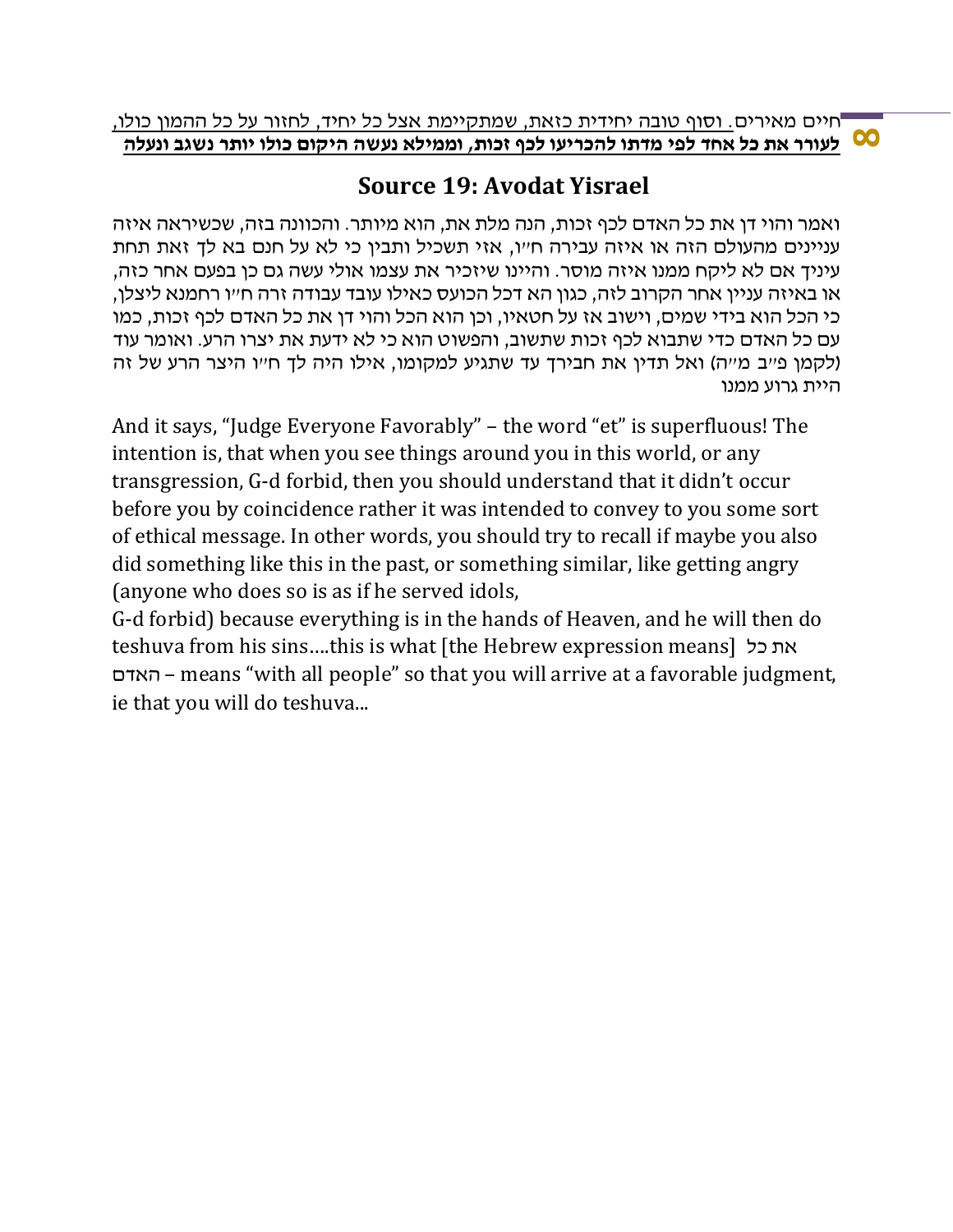חיים מאירים. וסוף טובה יחידית כזאת, שמתקיימת אצל כל יחיד, לחזור על כל ההמון כולו, **לעורר את כל אחד לפי מדתו להכריעו לכף זכות, וממילא נעשה היקום כולו יותר נשגב ונעלה**

## Source 19: Avodat Yisrael

ואמר והוי דן את כל האדם לכף זכות, הנה מלת את, הוא מיותר. והכוונה בזה, שכשיראה איזה עניינים מהעולם הזה או איזה עבירה ח"ו, אזי תשכיל ותבין כי לא על חנם בא לך זאת תחת עיניך אם לא ליקח ממנו איזה מוסר. והיינו שיזכיר את עצמו אולי עשה גם כן בפעם אחר כזה, או באיזה עניין אחר הקרוב לזה, כגון הא דכל הכועס כאילו עובד עבודה זרה ח"ו רחמנא ליצלן, כי הכל הוא בידי שמים, וישוב אז על חטאיו, וכן הוא הכל והוי דן את כל האדם לכף זכות, כמו עם כל האדם כדי שתבוא לכף זכות שתשוב, והפשוט הוא כי לא ידעת את יצרו הרע. ואומר עוד (לקמן פ"ב מ"ה) ואל תדין את חבירך עד שתגיע למקומו, אילו היה לך ח"ו היצר הרע של זה היית גרוע ממנו

And it says, "Judge Everyone Favorably" – the word "et" is superfluous! The intention is, that when you see things around you in this world, or any transgression, G-d forbid, then you should understand that it didn't occur before you by coincidence rather it was intended to convey to you some sort of ethical message. In other words, you should try to recall if maybe you also did something like this in the past, or something similar, like getting angry (anyone who does so is as if he served idols, G-d forbid) because everything is in the hands of Heaven, and he will then do teshuva from his sins….this is what [the Hebrew expression means] את כל האדם – means "with all people" so that you will arrive at a favorable judgment, ie that you will do teshuva...